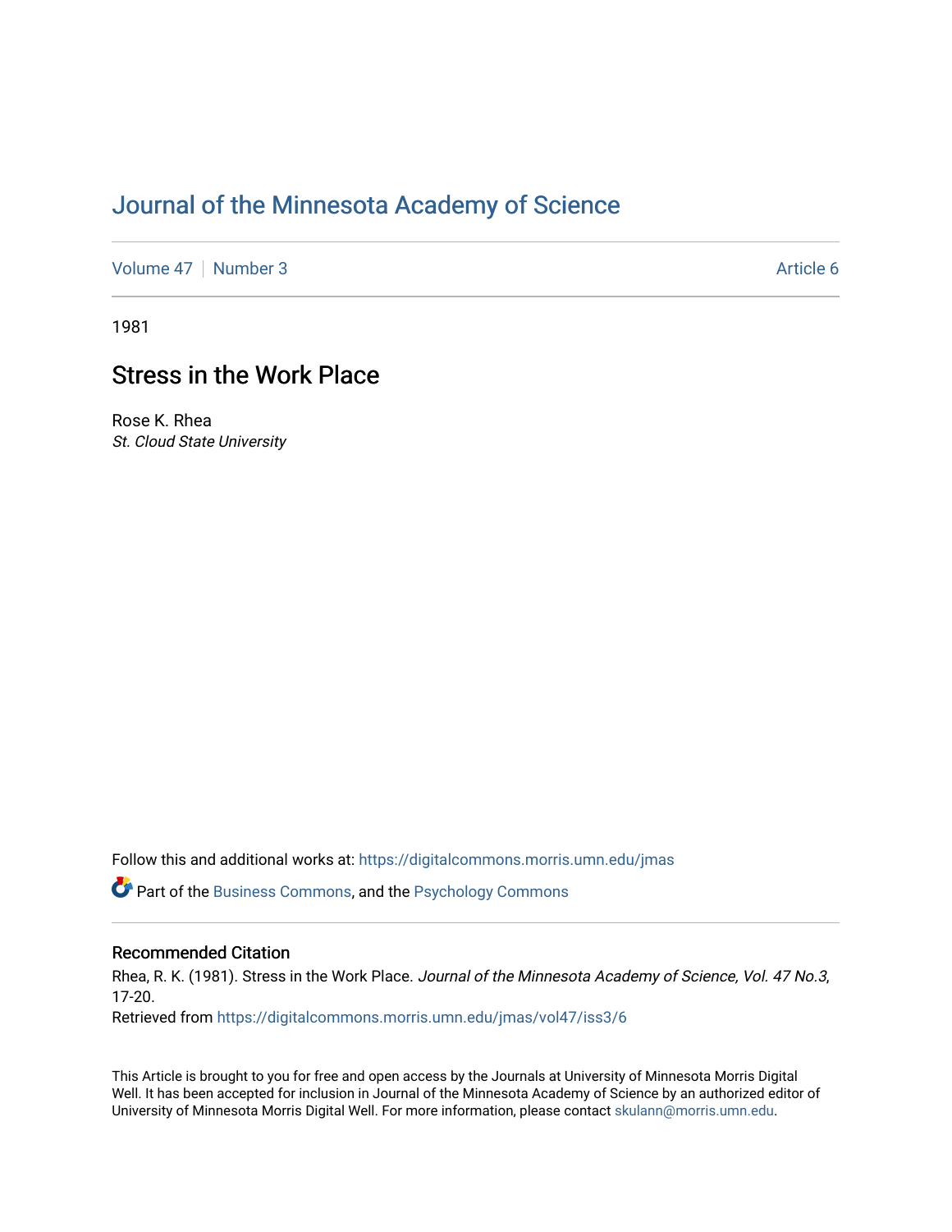# Journal of the Minnesota Academy of Science

Volume 47 | Number 3 Article 6

1981

## Stress in the Work Place

Rose K. Rhea
*St. Cloud State University*

Follow this and additional works at: https://digitalcommons.morris.umn.edu/jmas

Part of the Business Commons, and the Psychology Commons

### Recommended Citation

Rhea, R. K. (1981). Stress in the Work Place. *Journal of the Minnesota Academy of Science, Vol. 47 No.3*, 17-20.
Retrieved from https://digitalcommons.morris.umn.edu/jmas/vol47/iss3/6

This Article is brought to you for free and open access by the Journals at University of Minnesota Morris Digital Well. It has been accepted for inclusion in Journal of the Minnesota Academy of Science by an authorized editor of University of Minnesota Morris Digital Well. For more information, please contact skulann@morris.umn.edu.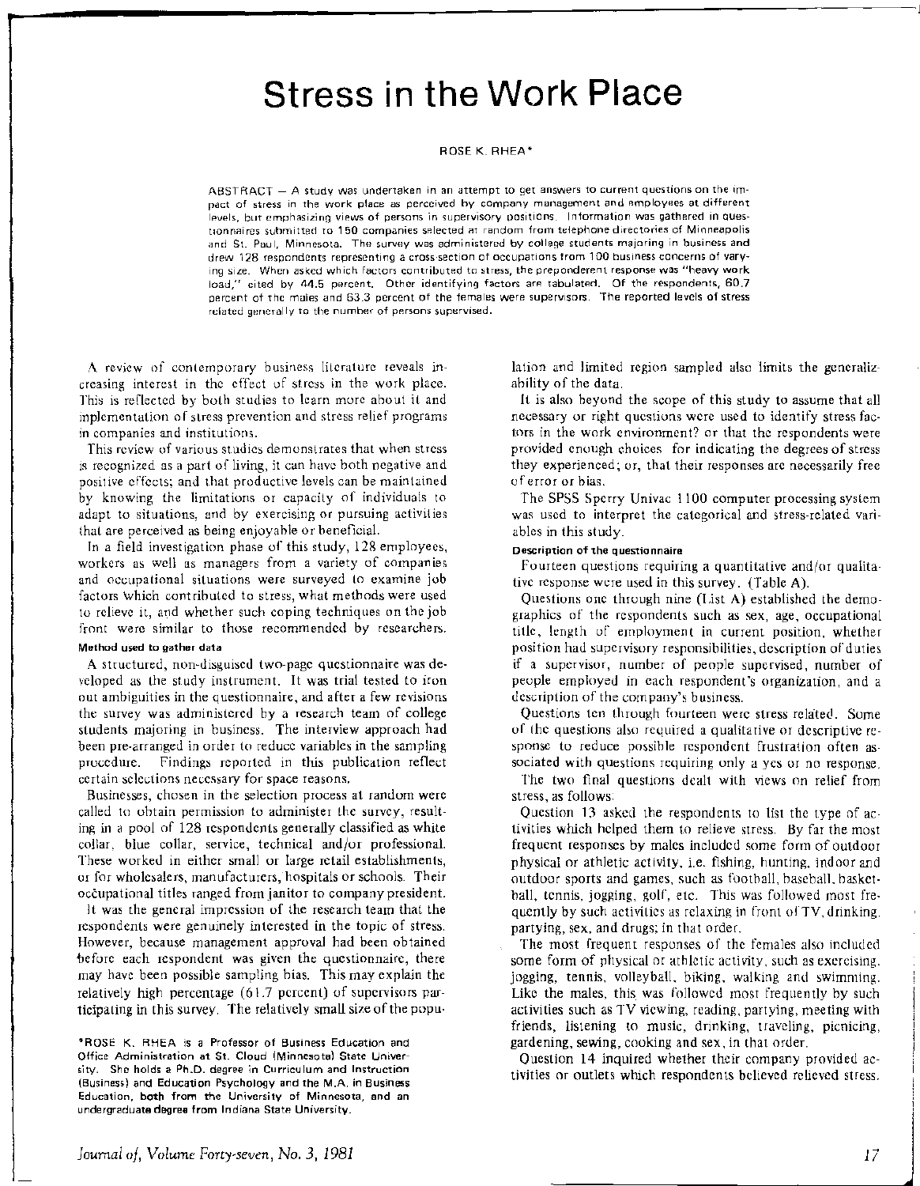# Stress in the Work Place

ROSE K. RHEA*

ABSTRACT — A study was undertaken in an attempt to get answers to current questions on the impact of stress in the work place as perceived by company management and employees at different levels, but emphasizing views of persons in supervisory positions. Information was gathered in questionnaires submitted to 150 companies selected at random from telephone directories of Minneapolis and St. Paul, Minnesota. The survey was administered by college students majoring in business and drew 128 respondents representing a cross-section of occupations from 100 business concerns of varying size. When asked which factors contributed to stress, the preponderant response was "heavy work load," cited by 44.5 percent. Other identifying factors are tabulated. Of the respondents, 60.7 percent of the males and 63.3 percent of the females were supervisors. The reported levels of stress related generally to the number of persons supervised.

A review of contemporary business literature reveals increasing interest in the effect of stress in the work place. This is reflected by both studies to learn more about it and implementation of stress prevention and stress relief programs in companies and institutions.

This review of various studies demonstrates that when stress is recognized as a part of living, it can have both negative and positive effects; and that productive levels can be maintained by knowing the limitations or capacity of individuals to adapt to situations, and by exercising or pursuing activities that are perceived as being enjoyable or beneficial.

In a field investigation phase of this study, 128 employees, workers as well as managers from a variety of companies and occupational situations were surveyed to examine job factors which contributed to stress, what methods were used to relieve it, and whether such coping techniques on the job front were similar to those recommended by researchers.

#### Method used to gather data

A structured, non-disguised two-page questionnaire was developed as the study instrument. It was trial tested to iron out ambiguities in the questionnaire, and after a few revisions the survey was administered by a research team of college students majoring in business. The interview approach had been pre-arranged in order to reduce variables in the sampling procedure. Findings reported in this publication reflect certain selections necessary for space reasons.

Businesses, chosen in the selection process at random were called to obtain permission to administer the survey, resulting in a pool of 128 respondents generally classified as white collar, blue collar, service, technical and/or professional. These worked in either small or large retail establishments, or for wholesalers, manufacturers, hospitals or schools. Their occupational titles ranged from janitor to company president.

It was the general impression of the research team that the respondents were genuinely interested in the topic of stress. However, because management approval had been obtained before each respondent was given the questionnaire, there may have been possible sampling bias. This may explain the relatively high percentage (61.7 percent) of supervisors participating in this survey. The relatively small size of the population and limited region sampled also limits the generalizability of the data.

It is also beyond the scope of this study to assume that all necessary or right questions were used to identify stress factors in the work environment? or that the respondents were provided enough choices for indicating the degrees of stress they experienced; or, that their responses are necessarily free of error or bias.

The SPSS Sperry Univac 1100 computer processing system was used to interpret the categorical and stress-related variables in this study.

#### Description of the questionnaire

Fourteen questions requiring a quantitative and/or qualitative response were used in this survey. (Table A).

Questions one through nine (List A) established the demographics of the respondents such as sex, age, occupational title, length of employment in current position, whether position had supervisory responsibilities, description of duties if a supervisor, number of people supervised, number of people employed in each respondent's organization, and a description of the company's business.

Questions ten through fourteen were stress related. Some of the questions also required a qualitative or descriptive response to reduce possible respondent frustration often associated with questions requiring only a yes or no response.

The two final questions dealt with views on relief from stress, as follows:

Question 13 asked the respondents to list the type of activities which helped them to relieve stress. By far the most frequent responses by males included some form of outdoor physical or athletic activity, i.e. fishing, hunting, indoor and outdoor sports and games, such as football, baseball, basketball, tennis, jogging, golf, etc. This was followed most frequently by such activities as relaxing in front of TV, drinking, partying, sex, and drugs; in that order.

The most frequent responses of the females also included some form of physical or athletic activity, such as exercising, jogging, tennis, volleyball, biking, walking and swimming. Like the males, this was followed most frequently by such activities such as TV viewing, reading, partying, meeting with friends, listening to music, drinking, traveling, picnicing, gardening, sewing, cooking and sex, in that order.

Question 14 inquired whether their company provided activities or outlets which respondents believed relieved stress.

*ROSE K. RHEA is a Professor of Business Education and Office Administration at St. Cloud (Minnesota) State University. She holds a Ph.D. degree in Curriculum and Instruction (Business) and Education Psychology and the M.A. in Business Education, both from the University of Minnesota, and an undergraduate degree from Indiana State University.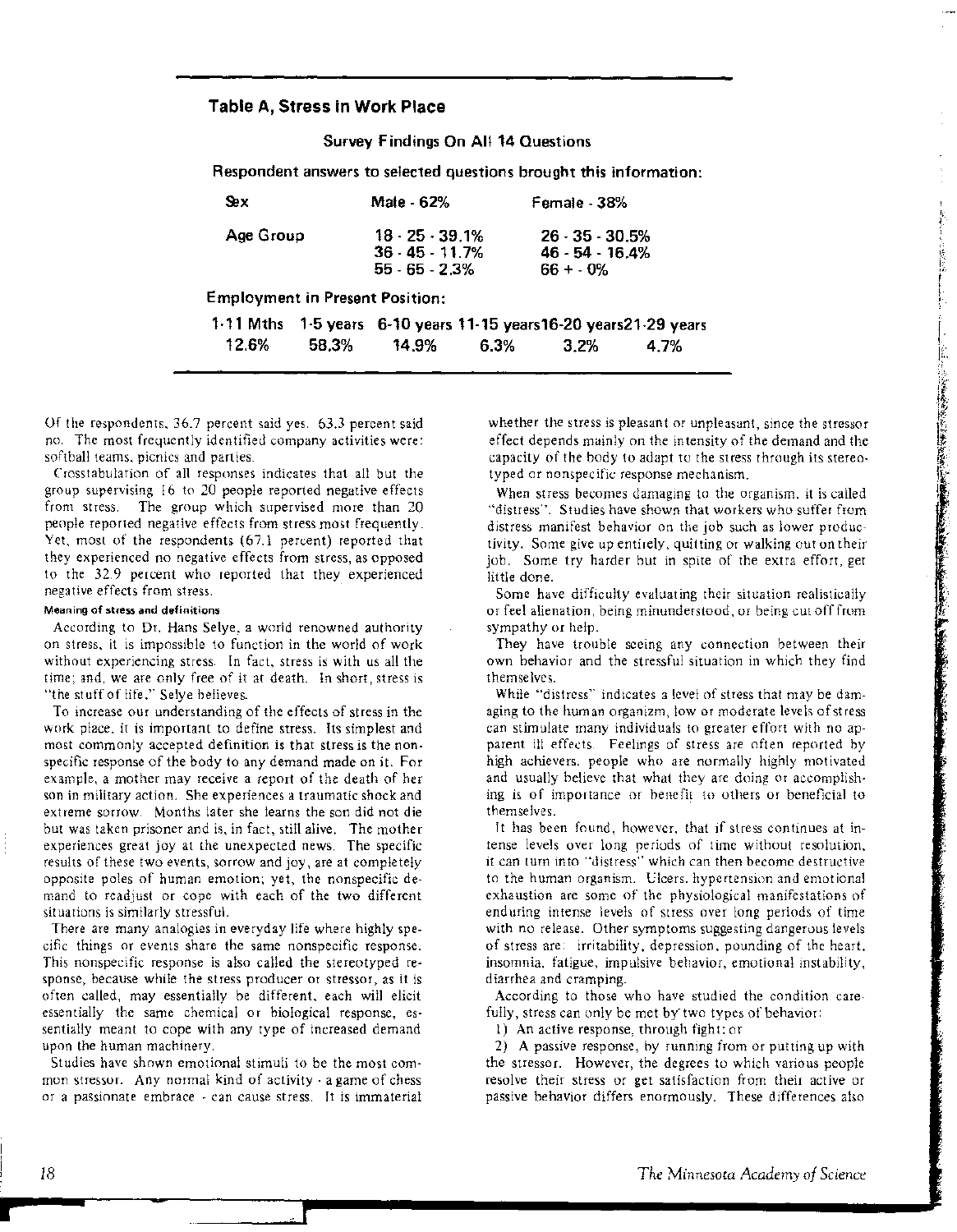## Table A, Stress in Work Place

**Survey Findings On All 14 Questions**

**Respondent answers to selected questions brought this information:**

| | | |
|---|---|---|
| Sex | Male - 62% | Female - 38% |
| Age Group | 18 - 25 - 39.1% | 26 - 35 - 30.5% |
| | 36 - 45 - 11.7% | 46 - 54 - 16.4% |
| | 55 - 65 - 2.3% | 66 + - 0% |

**Employment in Present Position:**

| 1-11 Mths | 1-5 years | 6-10 years | 11-15 years | 16-20 years | 21-29 years |
|---|---|---|---|---|---|
| 12.6% | 58.3% | 14.9% | 6.3% | 3.2% | 4.7% |

Of the respondents, 36.7 percent said yes. 63.3 percent said no. The most frequently identified company activities were: softball teams, picnics and parties.

Crosstabulation of all responses indicates that all but the group supervising 16 to 20 people reported negative effects from stress. The group which supervised more than 20 people reported negative effects from stress most frequently. Yet, most of the respondents (67.1 percent) reported that they experienced no negative effects from stress, as opposed to the 32.9 percent who reported that they experienced negative effects from stress.

#### Meaning of stress and definitions

According to Dr. Hans Selye, a world renowned authority on stress, it is impossible to function in the world of work without experiencing stress. In fact, stress is with us all the time; and, we are only free of it at death. In short, stress is "the stuff of life," Selye believes.

To increase our understanding of the effects of stress in the work place, it is important to define stress. Its simplest and most commonly accepted definition is that stress is the nonspecific response of the body to any demand made on it. For example, a mother may receive a report of the death of her son in military action. She experiences a traumatic shock and extreme sorrow. Months later she learns the son did not die but was taken prisoner and is, in fact, still alive. The mother experiences great joy at the unexpected news. The specific results of these two events, sorrow and joy, are at completely opposite poles of human emotion; yet, the nonspecific demand to readjust or cope with each of the two different situations is similarly stressful.

There are many analogies in everyday life where highly specific things or events share the same nonspecific response. This nonspecific response is also called the stereotyped response, because while the stress producer or stressor, as it is often called, may essentially be different, each will elicit essentially the same chemical or biological response, essentially meant to cope with any type of increased demand upon the human machinery.

Studies have shown emotional stimuli to be the most common stressor. Any normal kind of activity - a game of chess or a passionate embrace - can cause stress. It is immaterial whether the stress is pleasant or unpleasant, since the stressor effect depends mainly on the intensity of the demand and the capacity of the body to adapt to the stress through its stereotyped or nonspecific response mechanism.

When stress becomes damaging to the organism, it is called "distress". Studies have shown that workers who suffer from distress manifest behavior on the job such as lower productivity. Some give up entirely, quitting or walking out on their job. Some try harder but in spite of the extra effort, get little done.

Some have difficulty evaluating their situation realistically or feel alienation, being minunderstood, or being cut off from sympathy or help.

They have trouble seeing any connection between their own behavior and the stressful situation in which they find themselves.

While "distress" indicates a level of stress that may be damaging to the human organizm, low or moderate levels of stress can stimulate many individuals to greater effort with no apparent ill effects. Feelings of stress are often reported by high achievers, people who are normally highly motivated and usually believe that what they are doing or accomplishing is of importance or benefit to others or beneficial to themselves.

It has been found, however, that if stress continues at intense levels over long periods of time without resolution, it can turn into "distress" which can then become destructive to the human organism. Ulcers, hypertension and emotional exhaustion are some of the physiological manifestations of enduring intense levels of stress over long periods of time with no release. Other symptoms suggesting dangerous levels of stress are: irritability, depression, pounding of the heart, insomnia, fatigue, impulsive behavior, emotional instability, diarrhea and cramping.

According to those who have studied the condition carefully, stress can only be met by two types of behavior:

1) An active response, through fight; or

2) A passive response, by running from or putting up with the stressor. However, the degrees to which various people resolve their stress or get satisfaction from their active or passive behavior differs enormously. These differences also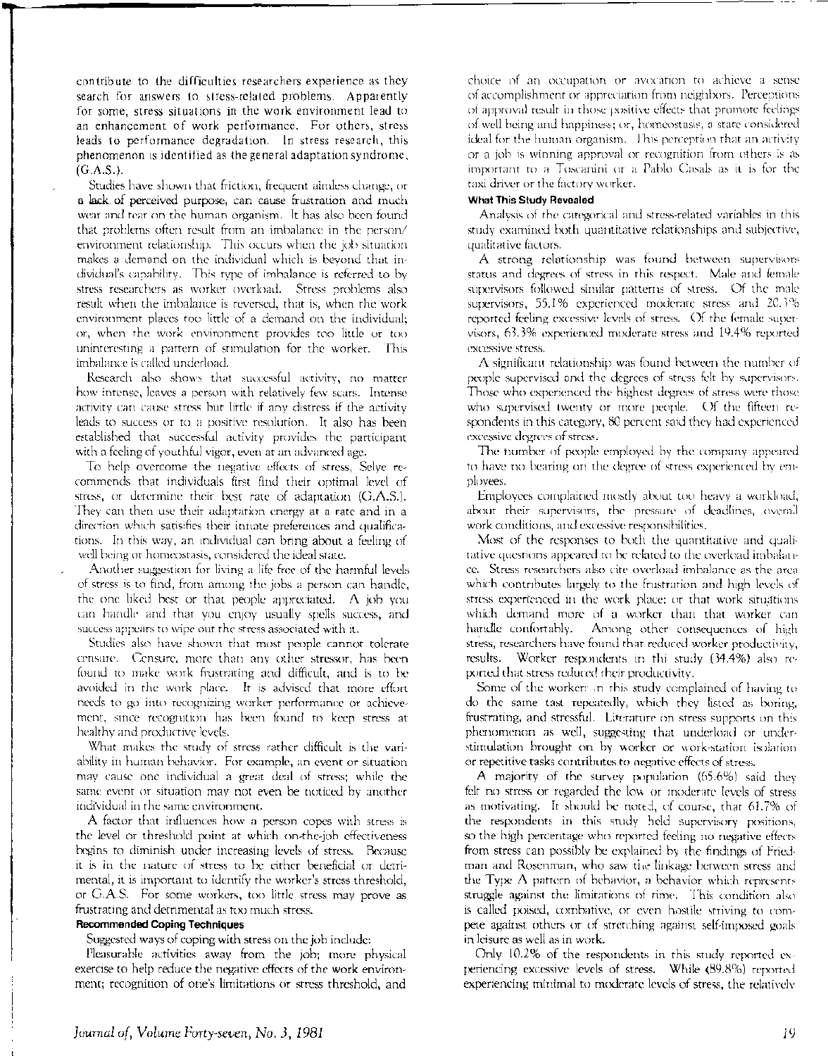contribute to the difficulties researchers experience as they search for answers to stress-related problems. Apparently for some, stress situations in the work environment lead to an enhancement of work performance. For others, stress leads to performance degradation. In stress research, this phenomenon is identified as the general adaptation syndrome, (G.A.S.).

Studies have shown that friction, frequent aimless change, or a lack of perceived purpose, can cause frustration and much wear and tear on the human organism. It has also been found that problems often result from an imbalance in the person/environment relationship. This occurs when the job situation makes a demand on the individual which is beyond that individual's capability. This type of imbalance is referred to by stress researchers as worker overload. Stress problems also result when the imbalance is reversed, that is, when the work environment places too little of a demand on the individual; or, when the work environment provides too little or too uninteresting a pattern of stimulation for the worker. This imbalance is called underload.

Research also shows that successful activity, no matter how intense, leaves a person with relatively few scars. Intense activity can cause stress but little if any distress if the activity leads to success or to a positive resolution. It also has been established that successful activity provides the participant with a feeling of youthful vigor, even at an advanced age.

To help overcome the negative effects of stress, Selye recommends that individuals first find their optimal level of stress, or determine their best rate of adaptation (G.A.S.). They can then use their adaptation energy at a rate and in a direction which satisfies their innate preferences and qualifications. In this way, an individual can bring about a feeling of well being or homeostasis, considered the ideal state.

Another suggestion for living a life free of the harmful levels of stress is to find, from among the jobs a person can handle, the one liked best or that people appreciated. A job you can handle and that you enjoy usually spells success, and success appears to wipe out the stress associated with it.

Studies also have shown that most people cannot tolerate censure. Censure, more than any other stressor, has been found to make work frustrating and difficult, and is to be avoided in the work place. It is advised that more effort needs to go into recognizing worker performance or achievement, since recognition has been found to keep stress at healthy and productive levels.

What makes the study of stress rather difficult is the variability in human behavior. For example, an event or situation may cause one individual a great deal of stress; while the same event or situation may not even be noticed by another individual in the same environment.

A factor that influences how a person copes with stress is the level or threshold point at which on-the-job effectiveness begins to diminish under increasing levels of stress. Because it is in the nature of stress to be either beneficial or detrimental, it is important to identify the worker's stress threshold, or G.A.S. For some workers, too little stress may prove as frustrating and detrimental as too much stress.

### Recommended Coping Techniques

Suggested ways of coping with stress on the job include:

Pleasurable activities away from the job; more physical exercise to help reduce the negative effects of the work environment; recognition of one's limitations or stress threshold, and choice of an occupation or avocation to achieve a sense of accomplishment or appreciation from neighbors. Perceptions of approval result in those positive effects that promote feelings of well being and happiness; or, homeostasis, a state considered ideal for the human organism. This perception that an activity or a job is winning approval or recognition from others is as important to a Toscanini or a Pablo Casals as it is for the taxi driver or the factory worker.

### What This Study Revealed

Analysis of the categorical and stress-related variables in this study examined both quantitative relationships and subjective, qualitative factors.

A strong relationship was found between supervisors status and degrees of stress in this respect. Male and female supervisors followed similar patterns of stress. Of the male supervisors, 55.1% experienced moderate stress and 20.3% reported feeling excessive levels of stress. Of the female supervisors, 63.3% experienced moderate stress and 19.4% reported excessive stress.

A significant relationship was found between the number of people supervised and the degrees of stress felt by supervisors. Those who experienced the highest degrees of stress were those who supervised twenty or more people. Of the fifteen respondents in this category, 80 percent said they had experienced excessive degrees of stress.

The number of people employed by the company appeared to have no bearing on the degree of stress experienced by employees.

Employees complained mostly about too heavy a workload, about their supervisors, the pressure of deadlines, overall work conditions, and excessive responsibilities.

Most of the responses to both the quantitative and qualitative questions appeared to be related to the overload imbalance. Stress researchers also cite overload imbalance as the area which contributes largely to the frustration and high levels of stress experienced in the work place; or that work situations which demand more of a worker than that worker can handle comfortably. Among other consequences of high stress, researchers have found that reduced worker productivity, results. Worker respondents in thi study (34.4%) also reported that stress reduced their productivity.

Some of the workers in this study complained of having to do the same task repeatedly, which they listed as boring, frustrating, and stressful. Literature on stress supports on this phenomenon as well, suggesting that underload or understimulation brought on by worker or work-station isolation or repetitive tasks contributes to negative effects of stress.

A majority of the survey population (65.6%) said they felt no stress or regarded the low or moderate levels of stress as motivating. It should be noted, of course, that 61.7% of the respondents in this study held supervisory positions, so the high percentage who reported feeling no negative effects from stress can possibly be explained by the findings of Friedman and Rosenman, who saw the linkage between stress and the Type A pattern of behavior, a behavior which represents struggle against the limitations of time. This condition also is called poised, combative, or even hostile striving to compete against others or of stretching against self-imposed goals in leisure as well as in work.

Only 10.2% of the respondents in this study reported experiencing excessive levels of stress. While (89.8%) reported experiencing minimal to moderate levels of stress, the relatively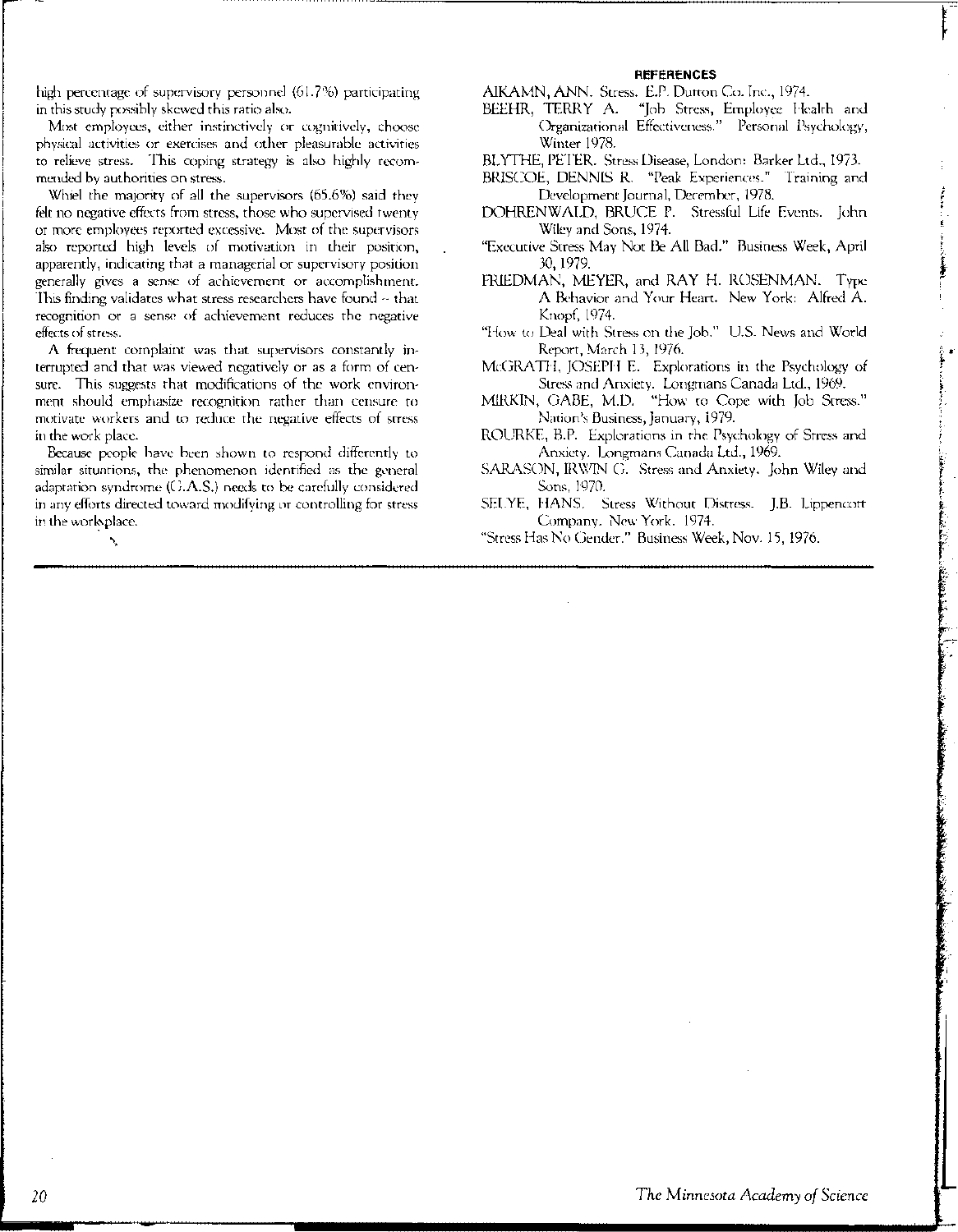high percentage of supervisory personnel (61.7%) participating in this study possibly skewed this ratio also.

Most employees, either instinctively or cognitively, choose physical activities or exercises and other pleasurable activities to relieve stress. This coping strategy is also highly recommended by authorities on stress.

Whiel the majority of all the supervisors (65.6%) said they felt no negative effects from stress, those who supervised twenty or more employees reported excessive. Most of the supervisors also reported high levels of motivation in their position, apparently, indicating that a managerial or supervisory position generally gives a sense of achievement or accomplishment. This finding validates what stress researchers have found -- that recognition or a sense of achievement reduces the negative effects of stress.

A frequent complaint was that supervisors constantly interrupted and that was viewed negatively or as a form of censure. This suggests that modifications of the work environment should emphasize recognition rather than censure to motivate workers and to reduce the negative effects of stress in the work place.

Because people have been shown to respond differently to similar situations, the phenomenon identified as the general adaptation syndrome (G.A.S.) needs to be carefully considered in any efforts directed toward modifying or controlling for stress in the workplace.

## REFERENCES

AIKAMN, ANN. Stress. E.P. Dutton Co. Inc., 1974.

BEEHR, TERRY A. "Job Stress, Employee Health and Organizational Effectiveness." Personal Psychology, Winter 1978.

BLYTHE, PETER. Stress Disease, London: Barker Ltd., 1973.

BRISCOE, DENNIS R. "Peak Experiences." Training and Development Journal, December, 1978.

DOHRENWALD, BRUCE P. Stressful Life Events. John Wiley and Sons, 1974.

"Executive Stress May Not Be All Bad." Business Week, April 30, 1979.

FRIEDMAN, MEYER, and RAY H. ROSENMAN. Type A Behavior and Your Heart. New York: Alfred A. Knopf, 1974.

"How to Deal with Stress on the Job." U.S. News and World Report, March 13, 1976.

McGRATH, JOSEPH E. Explorations in the Psychology of Stress and Anxiety. Longmans Canada Ltd., 1969.

MIRKIN, GABE, M.D. "How to Cope with Job Stress." Nation's Business, January, 1979.

ROURKE, B.P. Explorations in the Psychology of Stress and Anxiety. Longmans Canada Ltd., 1969.

SARASON, IRWIN G. Stress and Anxiety. John Wiley and Sons, 1970.

SELYE, HANS. Stress Without Distress. J.B. Lippencott Company. New York. 1974.

"Stress Has No Gender." Business Week, Nov. 15, 1976.